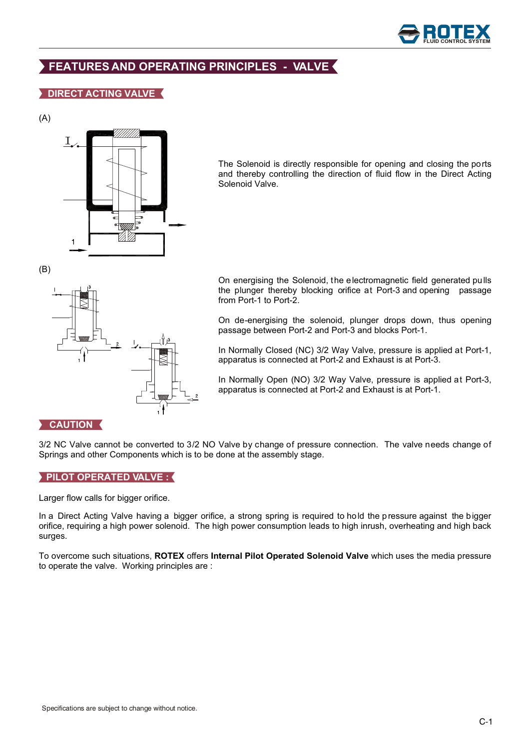# FEATURES AND OPERATING PRINCIPLES - VALVE

## DIRECT ACTING VALVE

(A)

The Solenoid is directly responsible for opening and closing the ports and thereby controlling the direction of fluid flow in the Direct Acting Solenoid Valve.

(B)

On energising the Solenoid, the electromagnetic field generated pulls the plunger thereby blocking orifice at Port-3 and opening passage from Port-1 to Port-2.

On de-energising the solenoid, plunger drops down, thus opening passage between Port-2 and Port-3 and blocks Port-1.

In Normally Closed (NC) 3/2 Way Valve, pressure is applied at Port-1, apparatus is connected at Port-2 and Exhaust is at Port-3.

In Normally Open (NO) 3/2 Way Valve, pressure is applied at Port-3, apparatus is connected at Port-2 and Exhaust is at Port-1.

## CAUTION

3/2 NC Valve cannot be converted to 3/2 NO Valve by change of pressure connection. The valve needs change of Springs and other Components which is to be done at the assembly stage.

## PILOT OPERATED VALVE :

Larger flow calls for bigger orifice.

In a Direct Acting Valve having a bigger orifice, a strong spring is required to hold the pressure against the bigger orifice, requiring a high power solenoid. The high power consumption leads to high inrush, overheating and high back surges.

To overcome such situations, **ROTEX** offers **Internal Pilot Operated Solenoid Valve** which uses the media pressure to operate the valve. Working principles are :

Specifications are subject to change without notice.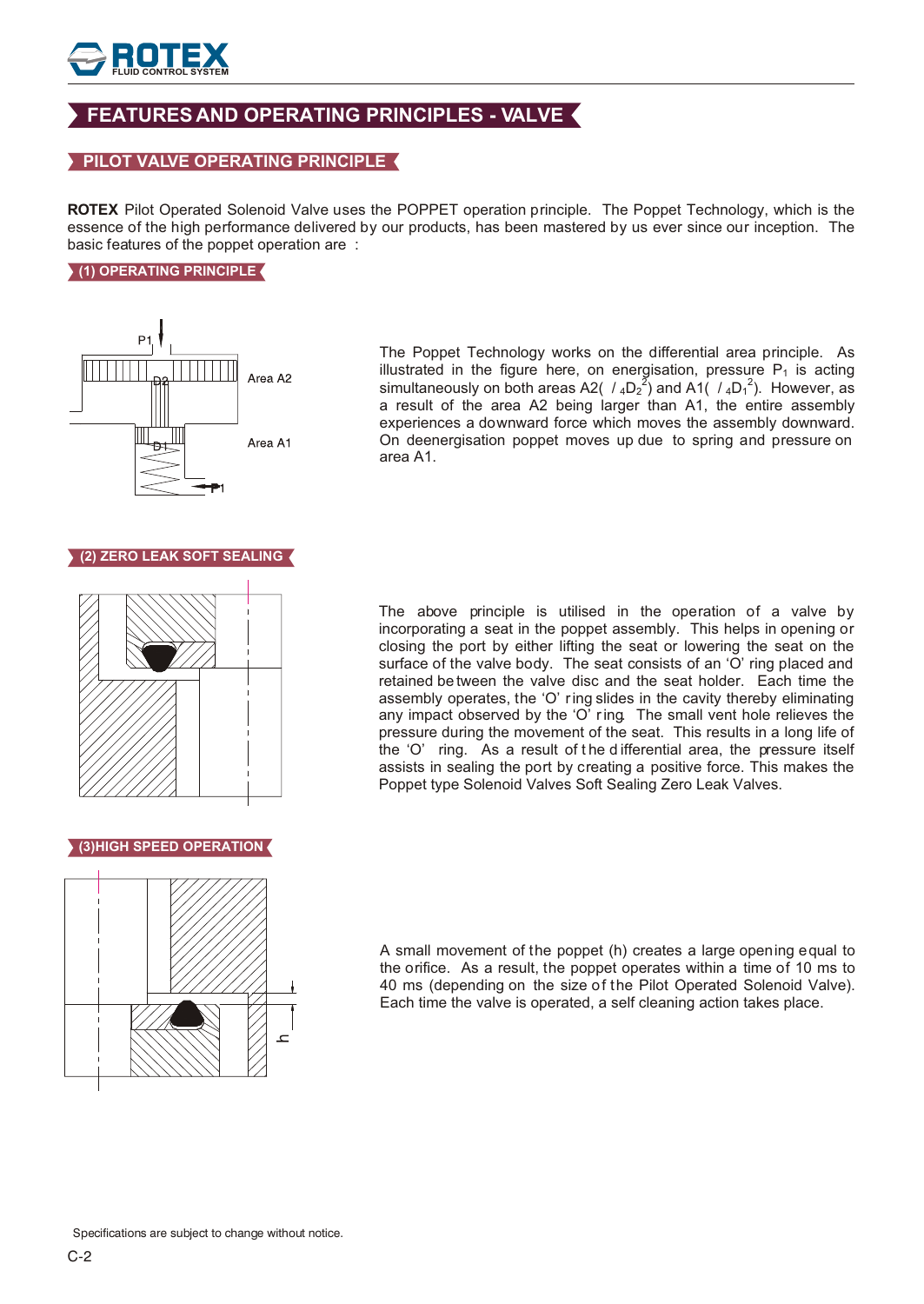# FEATURES AND OPERATING PRINCIPLES - VALVE

## PILOT VALVE OPERATING PRINCIPLE

**ROTEX** Pilot Operated Solenoid Valve uses the POPPET operation principle. The Poppet Technology, which is the essence of the high performance delivered by our products, has been mastered by us ever since our inception. The basic features of the poppet operation are :

### (1) OPERATING PRINCIPLE

P1

D2

Area A2

D1

Area A1

P1

The Poppet Technology works on the differential area principle. As illustrated in the figure here, on energisation, pressure $P_1$ is acting simultaneously on both areas A2( $/_4 D_2^2$) and A1( $/_4 D_1^2$). However, as a result of the area A2 being larger than A1, the entire assembly experiences a downward force which moves the assembly downward. On deenergisation poppet moves up due to spring and pressure on area A1.

### (2) ZERO LEAK SOFT SEALING

The above principle is utilised in the operation of a valve by incorporating a seat in the poppet assembly. This helps in opening or closing the port by either lifting the seat or lowering the seat on the surface of the valve body. The seat consists of an 'O' ring placed and retained between the valve disc and the seat holder. Each time the assembly operates, the 'O' ring slides in the cavity thereby eliminating any impact observed by the 'O' ring. The small vent hole relieves the pressure during the movement of the seat. This results in a long life of the 'O' ring. As a result of the differential area, the pressure itself assists in sealing the port by creating a positive force. This makes the Poppet type Solenoid Valves Soft Sealing Zero Leak Valves.

### (3)HIGH SPEED OPERATION

h

A small movement of the poppet (h) creates a large opening equal to the orifice. As a result, the poppet operates within a time of 10 ms to 40 ms (depending on the size of the Pilot Operated Solenoid Valve). Each time the valve is operated, a self cleaning action takes place.

Specifications are subject to change without notice.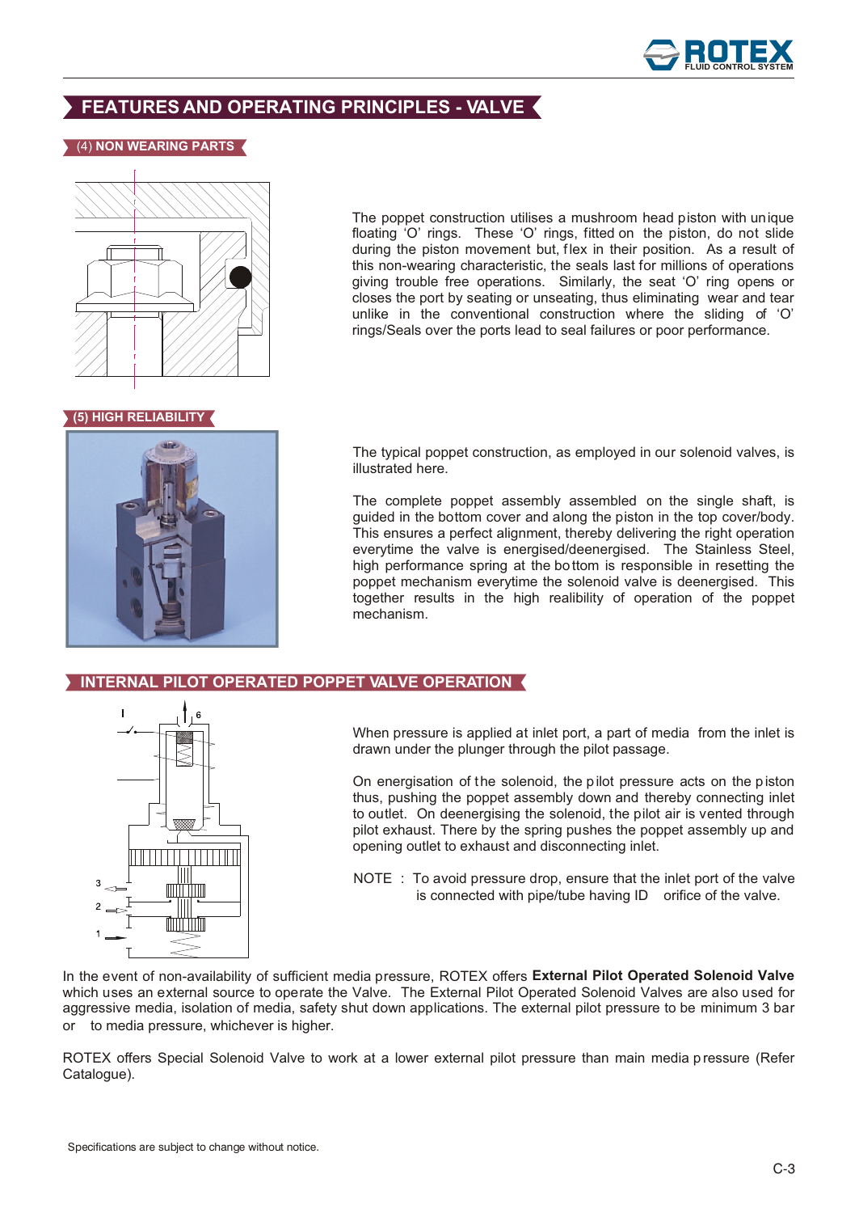# FEATURES AND OPERATING PRINCIPLES - VALVE

## (4) NON WEARING PARTS

The poppet construction utilises a mushroom head piston with unique floating 'O' rings. These 'O' rings, fitted on the piston, do not slide during the piston movement but, flex in their position. As a result of this non-wearing characteristic, the seals last for millions of operations giving trouble free operations. Similarly, the seat 'O' ring opens or closes the port by seating or unseating, thus eliminating wear and tear unlike in the conventional construction where the sliding of 'O' rings/Seals over the ports lead to seal failures or poor performance.

## (5) HIGH RELIABILITY

The typical poppet construction, as employed in our solenoid valves, is illustrated here.

The complete poppet assembly assembled on the single shaft, is guided in the bottom cover and along the piston in the top cover/body. This ensures a perfect alignment, thereby delivering the right operation everytime the valve is energised/deenergised. The Stainless Steel, high performance spring at the bottom is responsible in resetting the poppet mechanism everytime the solenoid valve is deenergised. This together results in the high realibility of operation of the poppet mechanism.

## INTERNAL PILOT OPERATED POPPET VALVE OPERATION

When pressure is applied at inlet port, a part of media from the inlet is drawn under the plunger through the pilot passage.

On energisation of the solenoid, the pilot pressure acts on the piston thus, pushing the poppet assembly down and thereby connecting inlet to outlet. On deenergising the solenoid, the pilot air is vented through pilot exhaust. There by the spring pushes the poppet assembly up and opening outlet to exhaust and disconnecting inlet.

NOTE : To avoid pressure drop, ensure that the inlet port of the valve is connected with pipe/tube having ID orifice of the valve.

In the event of non-availability of sufficient media pressure, ROTEX offers **External Pilot Operated Solenoid Valve** which uses an external source to operate the Valve. The External Pilot Operated Solenoid Valves are also used for aggressive media, isolation of media, safety shut down applications. The external pilot pressure to be minimum 3 bar or to media pressure, whichever is higher.

ROTEX offers Special Solenoid Valve to work at a lower external pilot pressure than main media pressure (Refer Catalogue).

Specifications are subject to change without notice.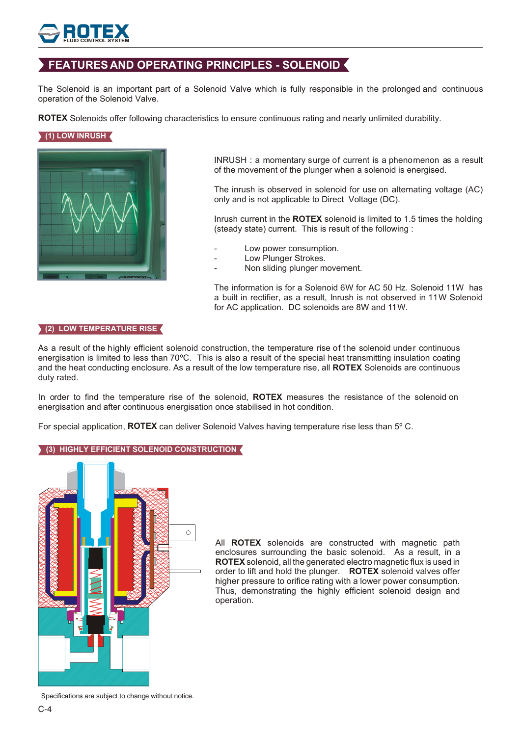## FEATURES AND OPERATING PRINCIPLES - SOLENOID

The Solenoid is an important part of a Solenoid Valve which is fully responsible in the prolonged and continuous operation of the Solenoid Valve.

**ROTEX** Solenoids offer following characteristics to ensure continuous rating and nearly unlimited durability.

### (1) LOW INRUSH

INRUSH : a momentary surge of current is a phenomenon as a result of the movement of the plunger when a solenoid is energised.

The inrush is observed in solenoid for use on alternating voltage (AC) only and is not applicable to Direct Voltage (DC).

Inrush current in the **ROTEX** solenoid is limited to 1.5 times the holding (steady state) current. This is result of the following :

- Low power consumption.
- Low Plunger Strokes.
- Non sliding plunger movement.

The information is for a Solenoid 6W for AC 50 Hz. Solenoid 11W has a built in rectifier, as a result, Inrush is not observed in 11W Solenoid for AC application. DC solenoids are 8W and 11W.

### (2) LOW TEMPERATURE RISE

As a result of the highly efficient solenoid construction, the temperature rise of the solenoid under continuous energisation is limited to less than 70ºC. This is also a result of the special heat transmitting insulation coating and the heat conducting enclosure. As a result of the low temperature rise, all **ROTEX** Solenoids are continuous duty rated.

In order to find the temperature rise of the solenoid, **ROTEX** measures the resistance of the solenoid on energisation and after continuous energisation once stabilised in hot condition.

For special application, **ROTEX** can deliver Solenoid Valves having temperature rise less than 5º C.

### (3) HIGHLY EFFICIENT SOLENOID CONSTRUCTION

All **ROTEX** solenoids are constructed with magnetic path enclosures surrounding the basic solenoid. As a result, in a **ROTEX** solenoid, all the generated electro magnetic flux is used in order to lift and hold the plunger. **ROTEX** solenoid valves offer higher pressure to orifice rating with a lower power consumption. Thus, demonstrating the highly efficient solenoid design and operation.

Specifications are subject to change without notice.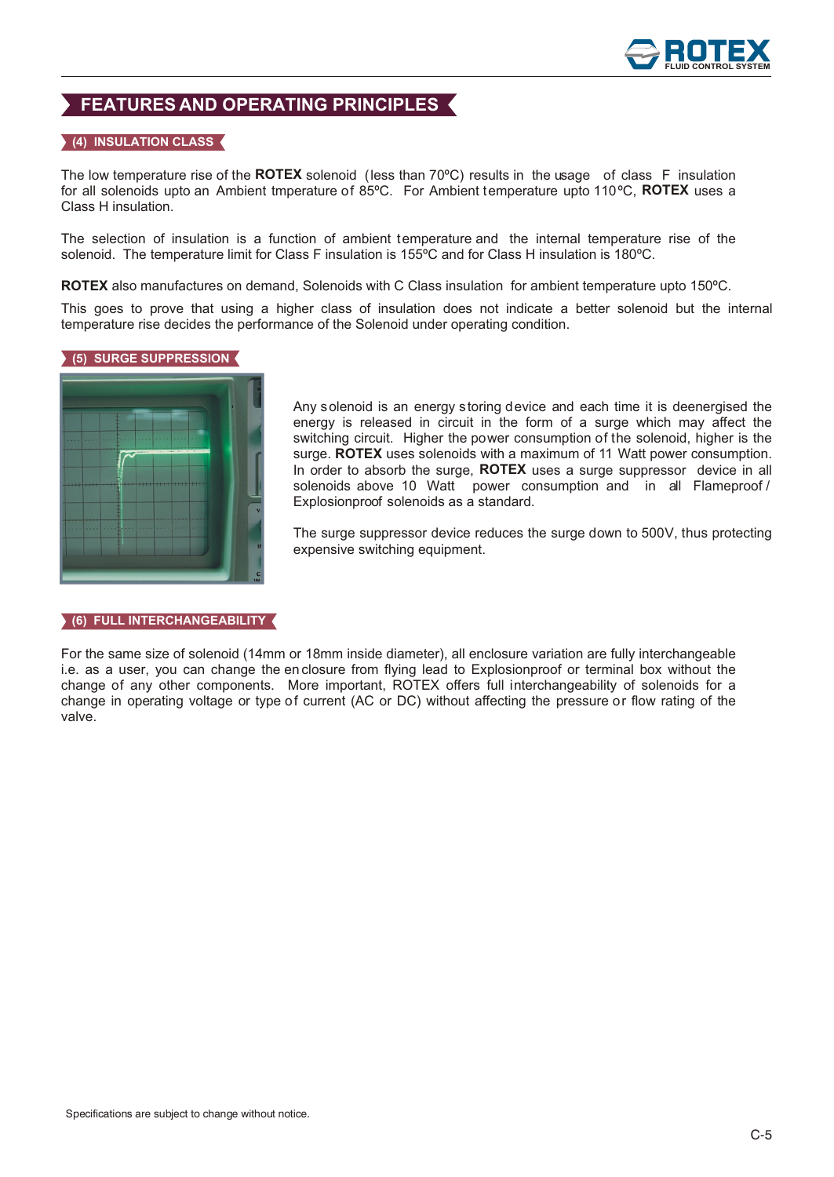## FEATURES AND OPERATING PRINCIPLES

### (4) INSULATION CLASS

The low temperature rise of the **ROTEX** solenoid (less than 70ºC) results in the usage of class F insulation for all solenoids upto an Ambient tmperature of 85ºC. For Ambient temperature upto 110ºC, **ROTEX** uses a Class H insulation.

The selection of insulation is a function of ambient temperature and the internal temperature rise of the solenoid. The temperature limit for Class F insulation is 155ºC and for Class H insulation is 180ºC.

**ROTEX** also manufactures on demand, Solenoids with C Class insulation for ambient temperature upto 150ºC.

This goes to prove that using a higher class of insulation does not indicate a better solenoid but the internal temperature rise decides the performance of the Solenoid under operating condition.

### (5) SURGE SUPPRESSION

Any solenoid is an energy storing device and each time it is deenergised the energy is released in circuit in the form of a surge which may affect the switching circuit. Higher the power consumption of the solenoid, higher is the surge. **ROTEX** uses solenoids with a maximum of 11 Watt power consumption. In order to absorb the surge, **ROTEX** uses a surge suppressor device in all solenoids above 10 Watt power consumption and in all Flameproof / Explosionproof solenoids as a standard.

The surge suppressor device reduces the surge down to 500V, thus protecting expensive switching equipment.

### (6) FULL INTERCHANGEABILITY

For the same size of solenoid (14mm or 18mm inside diameter), all enclosure variation are fully interchangeable i.e. as a user, you can change the enclosure from flying lead to Explosionproof or terminal box without the change of any other components. More important, ROTEX offers full interchangeability of solenoids for a change in operating voltage or type of current (AC or DC) without affecting the pressure or flow rating of the valve.

Specifications are subject to change without notice.